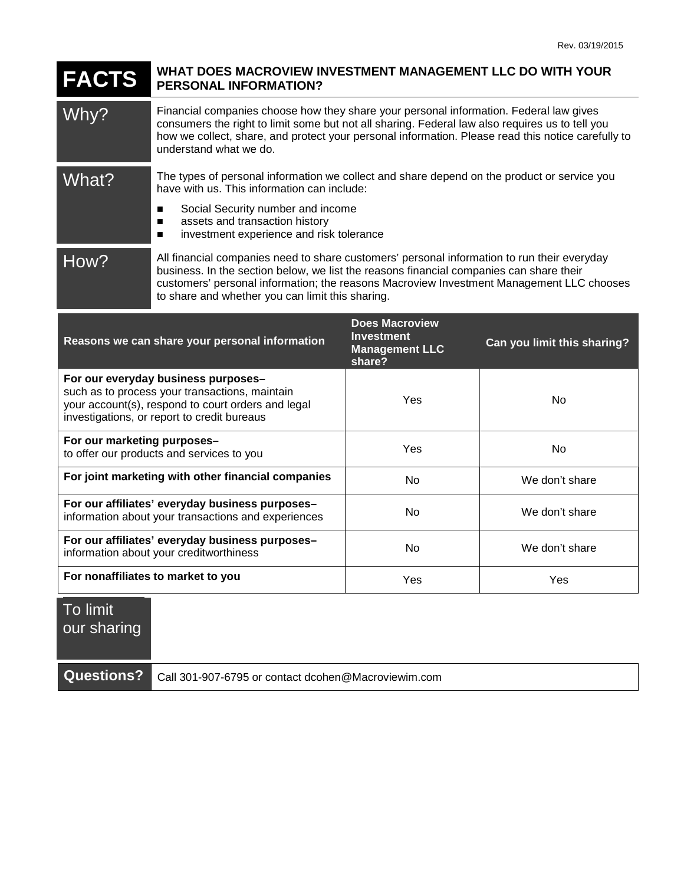Rev. 03/19/2015

# FACTS — WHAT DOES MACROVIEW INVESTMENT MANAGEMENT LLC DO WITH YOUR PERSONAL INFORMATION?

| | |
|---|---|
| **Why?** | Financial companies choose how they share your personal information. Federal law gives consumers the right to limit some but not all sharing. Federal law also requires us to tell you how we collect, share, and protect your personal information. Please read this notice carefully to understand what we do. |
| **What?** | The types of personal information we collect and share depend on the product or service you have with us. This information can include:<br>■ Social Security number and income<br>■ assets and transaction history<br>■ investment experience and risk tolerance |
| **How?** | All financial companies need to share customers' personal information to run their everyday business. In the section below, we list the reasons financial companies can share their customers' personal information; the reasons Macroview Investment Management LLC chooses to share and whether you can limit this sharing. |

| Reasons we can share your personal information | Does Macroview Investment Management LLC share? | Can you limit this sharing? |
|---|---|---|
| **For our everyday business purposes–** such as to process your transactions, maintain your account(s), respond to court orders and legal investigations, or report to credit bureaus | Yes | No |
| **For our marketing purposes–** to offer our products and services to you | Yes | No |
| **For joint marketing with other financial companies** | No | We don't share |
| **For our affiliates' everyday business purposes–** information about your transactions and experiences | No | We don't share |
| **For our affiliates' everyday business purposes–** information about your creditworthiness | No | We don't share |
| **For nonaffiliates to market to you** | Yes | Yes |

| | |
|---|---|
| **To limit our sharing** | |
| **Questions?** | Call 301-907-6795 or contact dcohen@Macroviewim.com |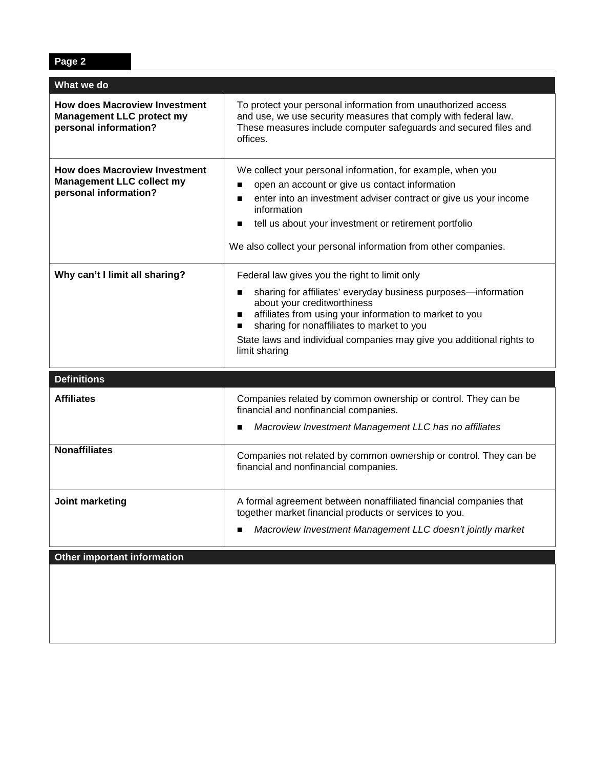| What we do | |
|---|---|
| **How does Macroview Investment Management LLC protect my personal information?** | To protect your personal information from unauthorized access and use, we use security measures that comply with federal law. These measures include computer safeguards and secured files and offices. |
| **How does Macroview Investment Management LLC collect my personal information?** | We collect your personal information, for example, when you<br>■ open an account or give us contact information<br>■ enter into an investment adviser contract or give us your income information<br>■ tell us about your investment or retirement portfolio<br><br>We also collect your personal information from other companies. |
| **Why can't I limit all sharing?** | Federal law gives you the right to limit only<br>■ sharing for affiliates' everyday business purposes—information about your creditworthiness<br>■ affiliates from using your information to market to you<br>■ sharing for nonaffiliates to market to you<br>State laws and individual companies may give you additional rights to limit sharing |

| Definitions | |
|---|---|
| **Affiliates** | Companies related by common ownership or control. They can be financial and nonfinancial companies.<br>■ *Macroview Investment Management LLC has no affiliates* |
| **Nonaffiliates** | Companies not related by common ownership or control. They can be financial and nonfinancial companies. |
| **Joint marketing** | A formal agreement between nonaffiliated financial companies that together market financial products or services to you.<br>■ *Macroview Investment Management LLC doesn't jointly market* |

| Other important information |
|---|
| |